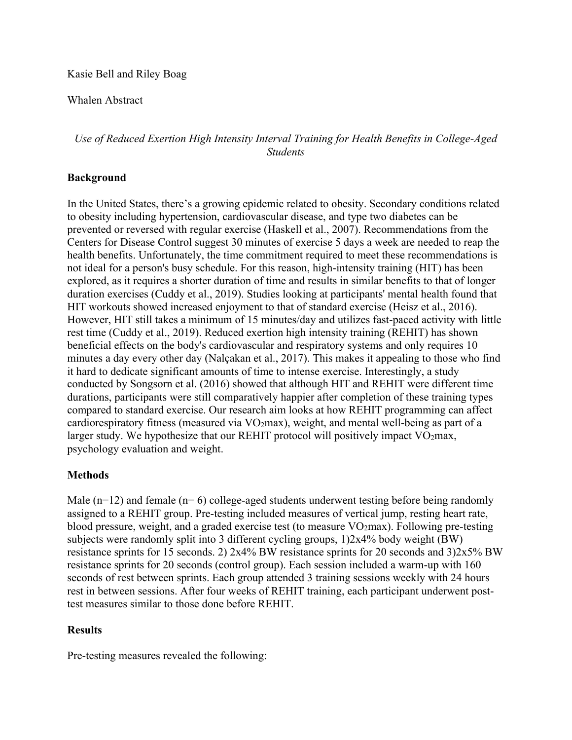Kasie Bell and Riley Boag

Whalen Abstract

*Use of Reduced Exertion High Intensity Interval Training for Health Benefits in College-Aged Students*

**Background**

In the United States, there's a growing epidemic related to obesity. Secondary conditions related to obesity including hypertension, cardiovascular disease, and type two diabetes can be prevented or reversed with regular exercise (Haskell et al., 2007). Recommendations from the Centers for Disease Control suggest 30 minutes of exercise 5 days a week are needed to reap the health benefits. Unfortunately, the time commitment required to meet these recommendations is not ideal for a person's busy schedule. For this reason, high-intensity training (HIT) has been explored, as it requires a shorter duration of time and results in similar benefits to that of longer duration exercises (Cuddy et al., 2019). Studies looking at participants' mental health found that HIT workouts showed increased enjoyment to that of standard exercise (Heisz et al., 2016). However, HIT still takes a minimum of 15 minutes/day and utilizes fast-paced activity with little rest time (Cuddy et al., 2019). Reduced exertion high intensity training (REHIT) has shown beneficial effects on the body's cardiovascular and respiratory systems and only requires 10 minutes a day every other day (Nalçakan et al., 2017). This makes it appealing to those who find it hard to dedicate significant amounts of time to intense exercise. Interestingly, a study conducted by Songsorn et al. (2016) showed that although HIT and REHIT were different time durations, participants were still comparatively happier after completion of these training types compared to standard exercise. Our research aim looks at how REHIT programming can affect cardiorespiratory fitness (measured via $VO_2$max), weight, and mental well-being as part of a larger study. We hypothesize that our REHIT protocol will positively impact $VO_2$max, psychology evaluation and weight.

**Methods**

Male (n=12) and female (n= 6) college-aged students underwent testing before being randomly assigned to a REHIT group. Pre-testing included measures of vertical jump, resting heart rate, blood pressure, weight, and a graded exercise test (to measure $VO_2$max). Following pre-testing subjects were randomly split into 3 different cycling groups, 1)2x4% body weight (BW) resistance sprints for 15 seconds. 2) 2x4% BW resistance sprints for 20 seconds and 3)2x5% BW resistance sprints for 20 seconds (control group). Each session included a warm-up with 160 seconds of rest between sprints. Each group attended 3 training sessions weekly with 24 hours rest in between sessions. After four weeks of REHIT training, each participant underwent post-test measures similar to those done before REHIT.

**Results**

Pre-testing measures revealed the following: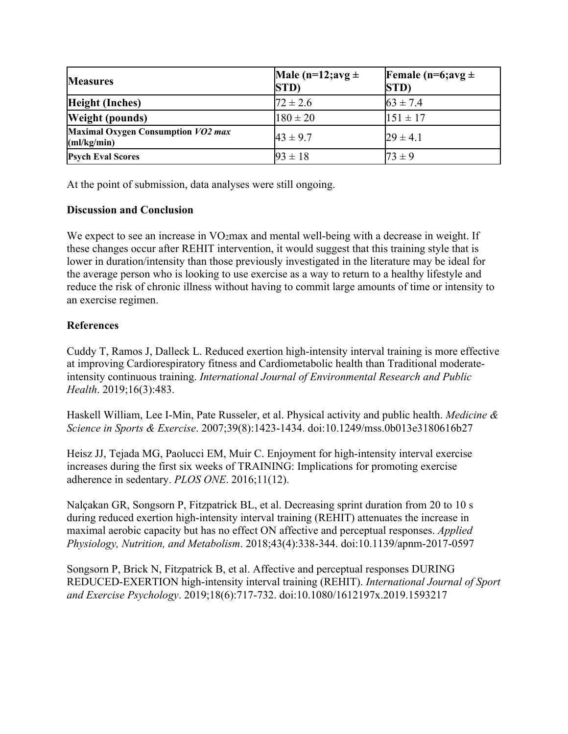| **Measures** | **Male (n=12;avg ± STD)** | **Female (n=6;avg ± STD)** |
|---|---|---|
| **Height (Inches)** | 72 ± 2.6 | 63 ± 7.4 |
| **Weight (pounds)** | 180 ± 20 | 151 ± 17 |
| **Maximal Oxygen Consumption *VO2 max* (ml/kg/min)** | 43 ± 9.7 | 29 ± 4.1 |
| **Psych Eval Scores** | 93 ± 18 | 73 ± 9 |

At the point of submission, data analyses were still ongoing.

**Discussion and Conclusion**

We expect to see an increase in $VO_2$max and mental well-being with a decrease in weight. If these changes occur after REHIT intervention, it would suggest that this training style that is lower in duration/intensity than those previously investigated in the literature may be ideal for the average person who is looking to use exercise as a way to return to a healthy lifestyle and reduce the risk of chronic illness without having to commit large amounts of time or intensity to an exercise regimen.

**References**

Cuddy T, Ramos J, Dalleck L. Reduced exertion high-intensity interval training is more effective at improving Cardiorespiratory fitness and Cardiometabolic health than Traditional moderate-intensity continuous training. *International Journal of Environmental Research and Public Health*. 2019;16(3):483.

Haskell William, Lee I-Min, Pate Russeler, et al. Physical activity and public health. *Medicine & Science in Sports & Exercise*. 2007;39(8):1423-1434. doi:10.1249/mss.0b013e3180616b27

Heisz JJ, Tejada MG, Paolucci EM, Muir C. Enjoyment for high-intensity interval exercise increases during the first six weeks of TRAINING: Implications for promoting exercise adherence in sedentary. *PLOS ONE*. 2016;11(12).

Nalçakan GR, Songsorn P, Fitzpatrick BL, et al. Decreasing sprint duration from 20 to 10 s during reduced exertion high-intensity interval training (REHIT) attenuates the increase in maximal aerobic capacity but has no effect ON affective and perceptual responses. *Applied Physiology, Nutrition, and Metabolism*. 2018;43(4):338-344. doi:10.1139/apnm-2017-0597

Songsorn P, Brick N, Fitzpatrick B, et al. Affective and perceptual responses DURING REDUCED-EXERTION high-intensity interval training (REHIT). *International Journal of Sport and Exercise Psychology*. 2019;18(6):717-732. doi:10.1080/1612197x.2019.1593217